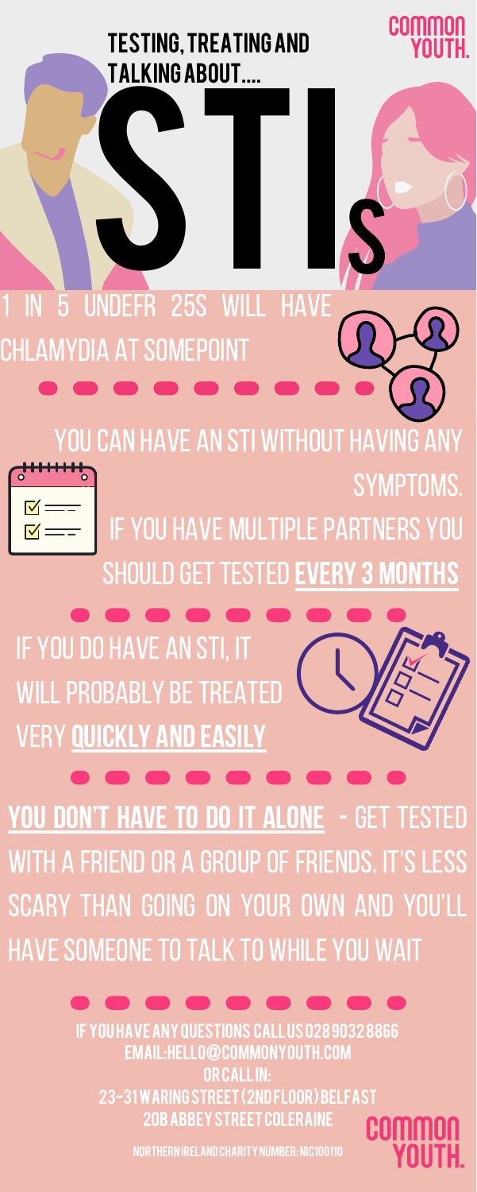COMMON YOUTH.

# TESTING, TREATING AND TALKING ABOUT.... STIs

1 IN 5 UNDEFR 25S WILL HAVE CHLAMYDIA AT SOMEPOINT

YOU CAN HAVE AN STI WITHOUT HAVING ANY SYMPTOMS.

IF YOU HAVE MULTIPLE PARTNERS YOU SHOULD GET TESTED **EVERY 3 MONTHS**

IF YOU DO HAVE AN STI, IT WILL PROBABLY BE TREATED VERY **QUICKLY AND EASILY**

**YOU DON'T HAVE TO DO IT ALONE** - GET TESTED WITH A FRIEND OR A GROUP OF FRIENDS. IT'S LESS SCARY THAN GOING ON YOUR OWN AND YOU'LL HAVE SOMEONE TO TALK TO WHILE YOU WAIT

IF YOU HAVE ANY QUESTIONS CALL US 028 9032 8866
EMAIL:HELLO@COMMONYOUTH.COM
OR CALL IN:
23-31 WARING STREET (2ND FLOOR) BELFAST
20B ABBEY STREET COLERAINE

NORTHERN IRELAND CHARITY NUMBER: NIC100110

COMMON YOUTH.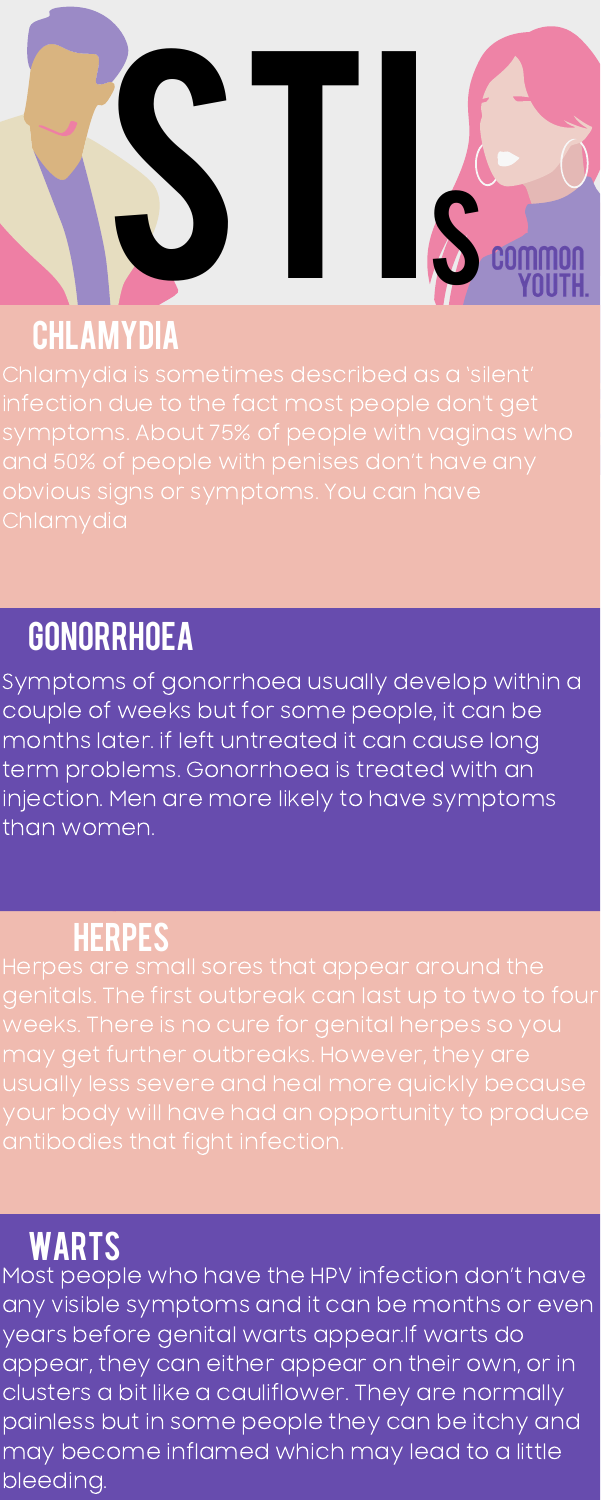# STIs

COMMON YOUTH.

## CHLAMYDIA

Chlamydia is sometimes described as a 'silent' infection due to the fact most people don't get symptoms. About 75% of people with vaginas who and 50% of people with penises don't have any obvious signs or symptoms. You can have Chlamydia

## GONORRHOEA

Symptoms of gonorrhoea usually develop within a couple of weeks but for some people, it can be months later. if left untreated it can cause long term problems. Gonorrhoea is treated with an injection. Men are more likely to have symptoms than women.

## HERPES

Herpes are small sores that appear around the genitals. The first outbreak can last up to two to four weeks. There is no cure for genital herpes so you may get further outbreaks. However, they are usually less severe and heal more quickly because your body will have had an opportunity to produce antibodies that fight infection.

## WARTS

Most people who have the HPV infection don't have any visible symptoms and it can be months or even years before genital warts appear.If warts do appear, they can either appear on their own, or in clusters a bit like a cauliflower. They are normally painless but in some people they can be itchy and may become inflamed which may lead to a little bleeding.